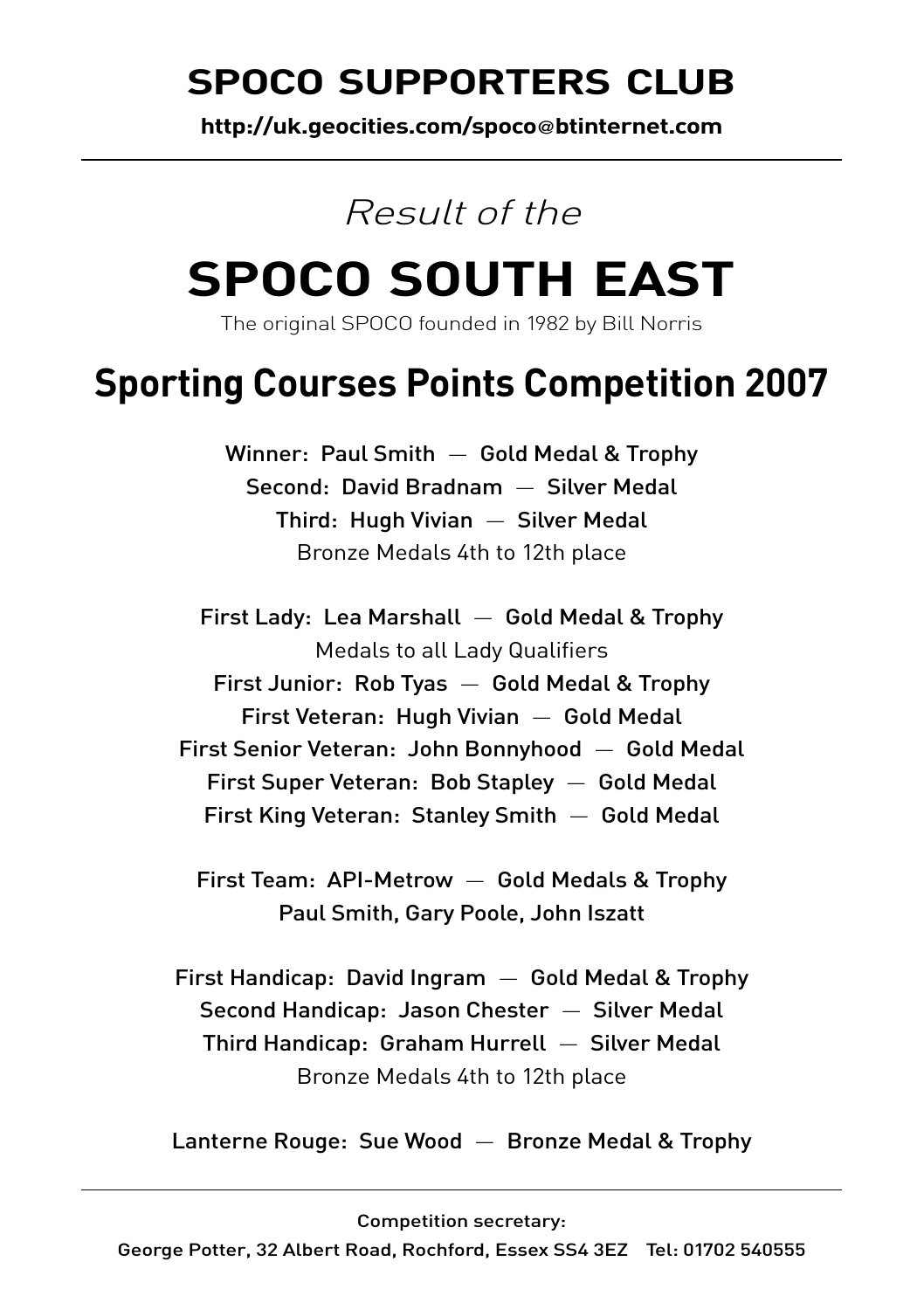# SPOCO SUPPORTERS CLUB

**http://uk.geocities.com/spoco@btinternet.com**

---

*Result of the*

# SPOCO SOUTH EAST

The original SPOCO founded in 1982 by Bill Norris

## Sporting Courses Points Competition 2007

**Winner: Paul Smith — Gold Medal & Trophy**
**Second: David Bradnam — Silver Medal**
**Third: Hugh Vivian — Silver Medal**
Bronze Medals 4th to 12th place

**First Lady: Lea Marshall — Gold Medal & Trophy**
Medals to all Lady Qualifiers
**First Junior: Rob Tyas — Gold Medal & Trophy**
**First Veteran: Hugh Vivian — Gold Medal**
**First Senior Veteran: John Bonnyhood — Gold Medal**
**First Super Veteran: Bob Stapley — Gold Medal**
**First King Veteran: Stanley Smith — Gold Medal**

**First Team: API-Metrow — Gold Medals & Trophy**
**Paul Smith, Gary Poole, John Iszatt**

**First Handicap: David Ingram — Gold Medal & Trophy**
**Second Handicap: Jason Chester — Silver Medal**
**Third Handicap: Graham Hurrell — Silver Medal**
Bronze Medals 4th to 12th place

**Lanterne Rouge: Sue Wood — Bronze Medal & Trophy**

---

**Competition secretary:**
**George Potter, 32 Albert Road, Rochford, Essex SS4 3EZ Tel: 01702 540555**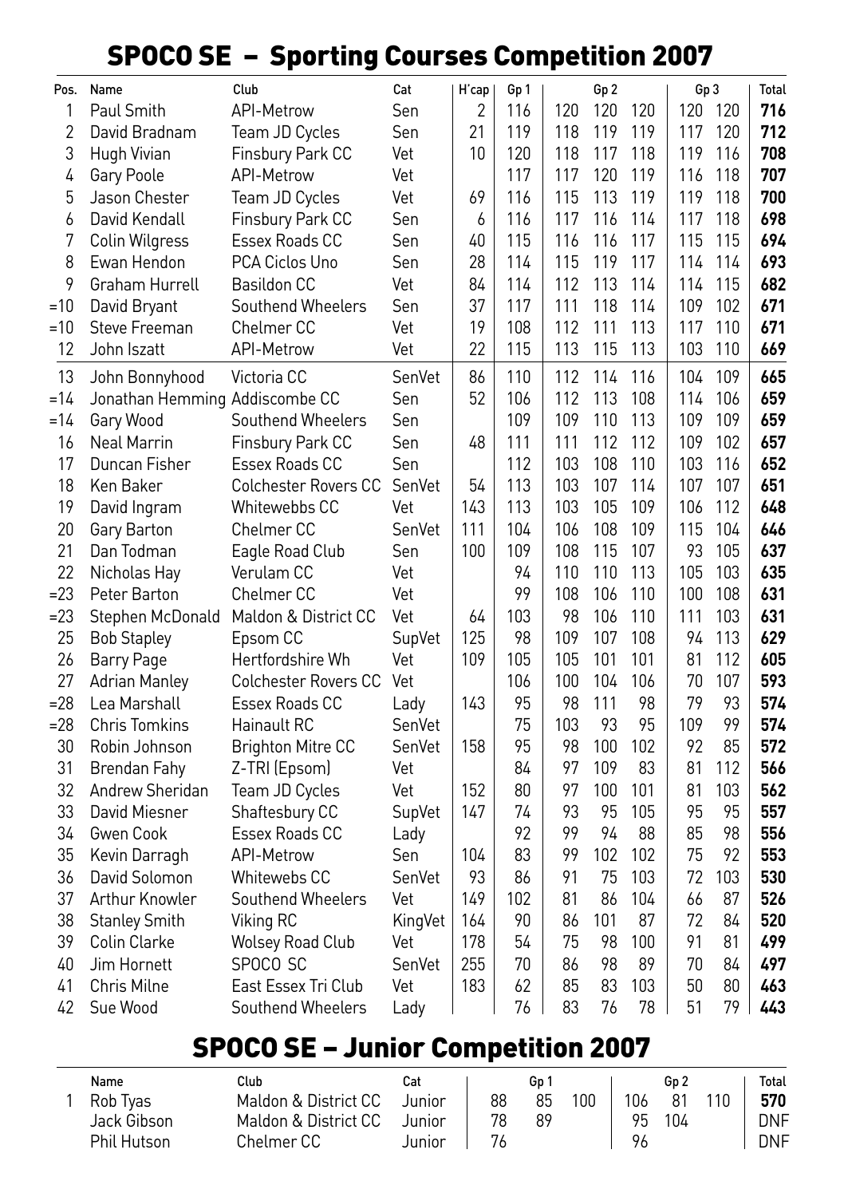# SPOCO SE – Sporting Courses Competition 2007

| Pos. | Name | Club | Cat | H'cap | Gp 1 | Gp 2 | | | Gp 3 | | Total |
|---|---|---|---|---|---|---|---|---|---|---|---|
| 1 | Paul Smith | API-Metrow | Sen | 2 | 116 | 120 | 120 | 120 | 120 | 120 | **716** |
| 2 | David Bradnam | Team JD Cycles | Sen | 21 | 119 | 118 | 119 | 119 | 117 | 120 | **712** |
| 3 | Hugh Vivian | Finsbury Park CC | Vet | 10 | 120 | 118 | 117 | 118 | 119 | 116 | **708** |
| 4 | Gary Poole | API-Metrow | Vet | | 117 | 117 | 120 | 119 | 116 | 118 | **707** |
| 5 | Jason Chester | Team JD Cycles | Vet | 69 | 116 | 115 | 113 | 119 | 119 | 118 | **700** |
| 6 | David Kendall | Finsbury Park CC | Sen | 6 | 116 | 117 | 116 | 114 | 117 | 118 | **698** |
| 7 | Colin Wilgress | Essex Roads CC | Sen | 40 | 115 | 116 | 116 | 117 | 115 | 115 | **694** |
| 8 | Ewan Hendon | PCA Ciclos Uno | Sen | 28 | 114 | 115 | 119 | 117 | 114 | 114 | **693** |
| 9 | Graham Hurrell | Basildon CC | Vet | 84 | 114 | 112 | 113 | 114 | 114 | 115 | **682** |
| =10 | David Bryant | Southend Wheelers | Sen | 37 | 117 | 111 | 118 | 114 | 109 | 102 | **671** |
| =10 | Steve Freeman | Chelmer CC | Vet | 19 | 108 | 112 | 111 | 113 | 117 | 110 | **671** |
| 12 | John Iszatt | API-Metrow | Vet | 22 | 115 | 113 | 115 | 113 | 103 | 110 | **669** |
| 13 | John Bonnyhood | Victoria CC | SenVet | 86 | 110 | 112 | 114 | 116 | 104 | 109 | **665** |
| =14 | Jonathan Hemming | Addiscombe CC | Sen | 52 | 106 | 112 | 113 | 108 | 114 | 106 | **659** |
| =14 | Gary Wood | Southend Wheelers | Sen | | 109 | 109 | 110 | 113 | 109 | 109 | **659** |
| 16 | Neal Marrin | Finsbury Park CC | Sen | 48 | 111 | 111 | 112 | 112 | 109 | 102 | **657** |
| 17 | Duncan Fisher | Essex Roads CC | Sen | | 112 | 103 | 108 | 110 | 103 | 116 | **652** |
| 18 | Ken Baker | Colchester Rovers CC | SenVet | 54 | 113 | 103 | 107 | 114 | 107 | 107 | **651** |
| 19 | David Ingram | Whitewebbs CC | Vet | 143 | 113 | 103 | 105 | 109 | 106 | 112 | **648** |
| 20 | Gary Barton | Chelmer CC | SenVet | 111 | 104 | 106 | 108 | 109 | 115 | 104 | **646** |
| 21 | Dan Todman | Eagle Road Club | Sen | 100 | 109 | 108 | 115 | 107 | 93 | 105 | **637** |
| 22 | Nicholas Hay | Verulam CC | Vet | | 94 | 110 | 110 | 113 | 105 | 103 | **635** |
| =23 | Peter Barton | Chelmer CC | Vet | | 99 | 108 | 106 | 110 | 100 | 108 | **631** |
| =23 | Stephen McDonald | Maldon & District CC | Vet | 64 | 103 | 98 | 106 | 110 | 111 | 103 | **631** |
| 25 | Bob Stapley | Epsom CC | SupVet | 125 | 98 | 109 | 107 | 108 | 94 | 113 | **629** |
| 26 | Barry Page | Hertfordshire Wh | Vet | 109 | 105 | 105 | 101 | 101 | 81 | 112 | **605** |
| 27 | Adrian Manley | Colchester Rovers CC | Vet | | 106 | 100 | 104 | 106 | 70 | 107 | **593** |
| =28 | Lea Marshall | Essex Roads CC | Lady | 143 | 95 | 98 | 111 | 98 | 79 | 93 | **574** |
| =28 | Chris Tomkins | Hainault RC | SenVet | | 75 | 103 | 93 | 95 | 109 | 99 | **574** |
| 30 | Robin Johnson | Brighton Mitre CC | SenVet | 158 | 95 | 98 | 100 | 102 | 92 | 85 | **572** |
| 31 | Brendan Fahy | Z-TRI (Epsom) | Vet | | 84 | 97 | 109 | 83 | 81 | 112 | **566** |
| 32 | Andrew Sheridan | Team JD Cycles | Vet | 152 | 80 | 97 | 100 | 101 | 81 | 103 | **562** |
| 33 | David Miesner | Shaftesbury CC | SupVet | 147 | 74 | 93 | 95 | 105 | 95 | 95 | **557** |
| 34 | Gwen Cook | Essex Roads CC | Lady | | 92 | 99 | 94 | 88 | 85 | 98 | **556** |
| 35 | Kevin Darragh | API-Metrow | Sen | 104 | 83 | 99 | 102 | 102 | 75 | 92 | **553** |
| 36 | David Solomon | Whitewebs CC | SenVet | 93 | 86 | 91 | 75 | 103 | 72 | 103 | **530** |
| 37 | Arthur Knowler | Southend Wheelers | Vet | 149 | 102 | 81 | 86 | 104 | 66 | 87 | **526** |
| 38 | Stanley Smith | Viking RC | KingVet | 164 | 90 | 86 | 101 | 87 | 72 | 84 | **520** |
| 39 | Colin Clarke | Wolsey Road Club | Vet | 178 | 54 | 75 | 98 | 100 | 91 | 81 | **499** |
| 40 | Jim Hornett | SPOCO SC | SenVet | 255 | 70 | 86 | 98 | 89 | 70 | 84 | **497** |
| 41 | Chris Milne | East Essex Tri Club | Vet | 183 | 62 | 85 | 83 | 103 | 50 | 80 | **463** |
| 42 | Sue Wood | Southend Wheelers | Lady | | 76 | 83 | 76 | 78 | 51 | 79 | **443** |

# SPOCO SE – Junior Competition 2007

| | Name | Club | Cat | Gp 1 | | | Gp 2 | | | Total |
|---|---|---|---|---|---|---|---|---|---|---|
| 1 | Rob Tyas | Maldon & District CC | Junior | 88 | 85 | 100 | 106 | 81 | 110 | **570** |
| | Jack Gibson | Maldon & District CC | Junior | 78 | 89 | | 95 | 104 | | DNF |
| | Phil Hutson | Chelmer CC | Junior | 76 | | | 96 | | | DNF |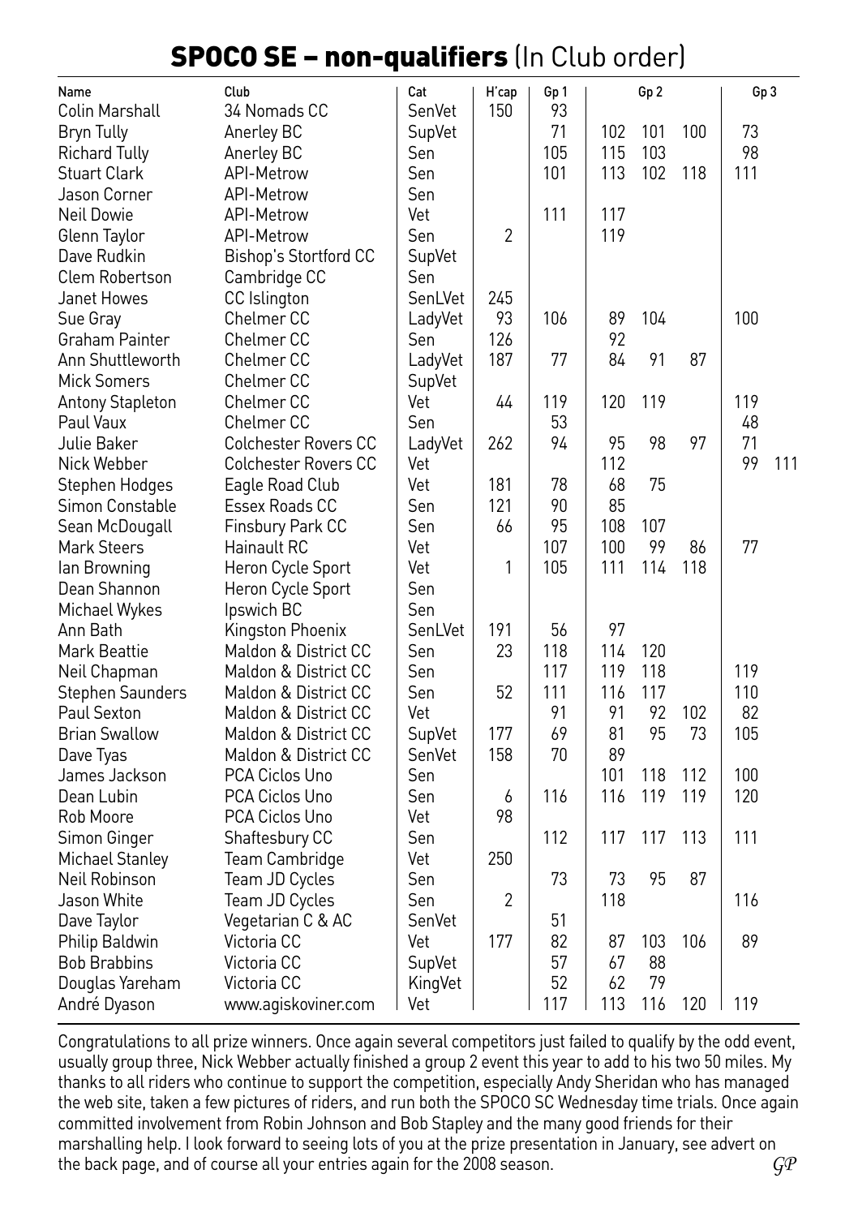## SPOCO SE – non-qualifiers (In Club order)

| Name | Club | Cat | H'cap | Gp 1 | Gp 2 | | | Gp 3 | |
|---|---|---|---|---|---|---|---|---|---|
| Colin Marshall | 34 Nomads CC | SenVet | 150 | 93 | | | | | |
| Bryn Tully | Anerley BC | SupVet | | 71 | 102 | 101 | 100 | 73 | |
| Richard Tully | Anerley BC | Sen | | 105 | 115 | 103 | | 98 | |
| Stuart Clark | API-Metrow | Sen | | 101 | 113 | 102 | 118 | 111 | |
| Jason Corner | API-Metrow | Sen | | | | | | | |
| Neil Dowie | API-Metrow | Vet | | 111 | 117 | | | | |
| Glenn Taylor | API-Metrow | Sen | 2 | | 119 | | | | |
| Dave Rudkin | Bishop's Stortford CC | SupVet | | | | | | | |
| Clem Robertson | Cambridge CC | Sen | | | | | | | |
| Janet Howes | CC Islington | SenLVet | 245 | | | | | | |
| Sue Gray | Chelmer CC | LadyVet | 93 | 106 | 89 | 104 | | 100 | |
| Graham Painter | Chelmer CC | Sen | 126 | | 92 | | | | |
| Ann Shuttleworth | Chelmer CC | LadyVet | 187 | 77 | 84 | 91 | 87 | | |
| Mick Somers | Chelmer CC | SupVet | | | | | | | |
| Antony Stapleton | Chelmer CC | Vet | 44 | 119 | 120 | 119 | | 119 | |
| Paul Vaux | Chelmer CC | Sen | | 53 | | | | 48 | |
| Julie Baker | Colchester Rovers CC | LadyVet | 262 | 94 | 95 | 98 | 97 | 71 | |
| Nick Webber | Colchester Rovers CC | Vet | | | 112 | | | 99 | 111 |
| Stephen Hodges | Eagle Road Club | Vet | 181 | 78 | 68 | 75 | | | |
| Simon Constable | Essex Roads CC | Sen | 121 | 90 | 85 | | | | |
| Sean McDougall | Finsbury Park CC | Sen | 66 | 95 | 108 | 107 | | | |
| Mark Steers | Hainault RC | Vet | | 107 | 100 | 99 | 86 | 77 | |
| Ian Browning | Heron Cycle Sport | Vet | 1 | 105 | 111 | 114 | 118 | | |
| Dean Shannon | Heron Cycle Sport | Sen | | | | | | | |
| Michael Wykes | Ipswich BC | Sen | | | | | | | |
| Ann Bath | Kingston Phoenix | SenLVet | 191 | 56 | 97 | | | | |
| Mark Beattie | Maldon & District CC | Sen | 23 | 118 | 114 | 120 | | | |
| Neil Chapman | Maldon & District CC | Sen | | 117 | 119 | 118 | | 119 | |
| Stephen Saunders | Maldon & District CC | Sen | 52 | 111 | 116 | 117 | | 110 | |
| Paul Sexton | Maldon & District CC | Vet | | 91 | 91 | 92 | 102 | 82 | |
| Brian Swallow | Maldon & District CC | SupVet | 177 | 69 | 81 | 95 | 73 | 105 | |
| Dave Tyas | Maldon & District CC | SenVet | 158 | 70 | 89 | | | | |
| James Jackson | PCA Ciclos Uno | Sen | | | 101 | 118 | 112 | 100 | |
| Dean Lubin | PCA Ciclos Uno | Sen | 6 | 116 | 116 | 119 | 119 | 120 | |
| Rob Moore | PCA Ciclos Uno | Vet | 98 | | | | | | |
| Simon Ginger | Shaftesbury CC | Sen | | 112 | 117 | 117 | 113 | 111 | |
| Michael Stanley | Team Cambridge | Vet | 250 | | | | | | |
| Neil Robinson | Team JD Cycles | Sen | | 73 | 73 | 95 | 87 | | |
| Jason White | Team JD Cycles | Sen | 2 | | 118 | | | 116 | |
| Dave Taylor | Vegetarian C & AC | SenVet | | 51 | | | | | |
| Philip Baldwin | Victoria CC | Vet | 177 | 82 | 87 | 103 | 106 | 89 | |
| Bob Brabbins | Victoria CC | SupVet | | 57 | 67 | 88 | | | |
| Douglas Yareham | Victoria CC | KingVet | | 52 | 62 | 79 | | | |
| André Dyason | www.agiskoviner.com | Vet | | 117 | 113 | 116 | 120 | 119 | |

Congratulations to all prize winners. Once again several competitors just failed to qualify by the odd event, usually group three, Nick Webber actually finished a group 2 event this year to add to his two 50 miles. My thanks to all riders who continue to support the competition, especially Andy Sheridan who has managed the web site, taken a few pictures of riders, and run both the SPOCO SC Wednesday time trials. Once again committed involvement from Robin Johnson and Bob Stapley and the many good friends for their marshalling help. I look forward to seeing lots of you at the prize presentation in January, see advert on the back page, and of course all your entries again for the 2008 season. *GP*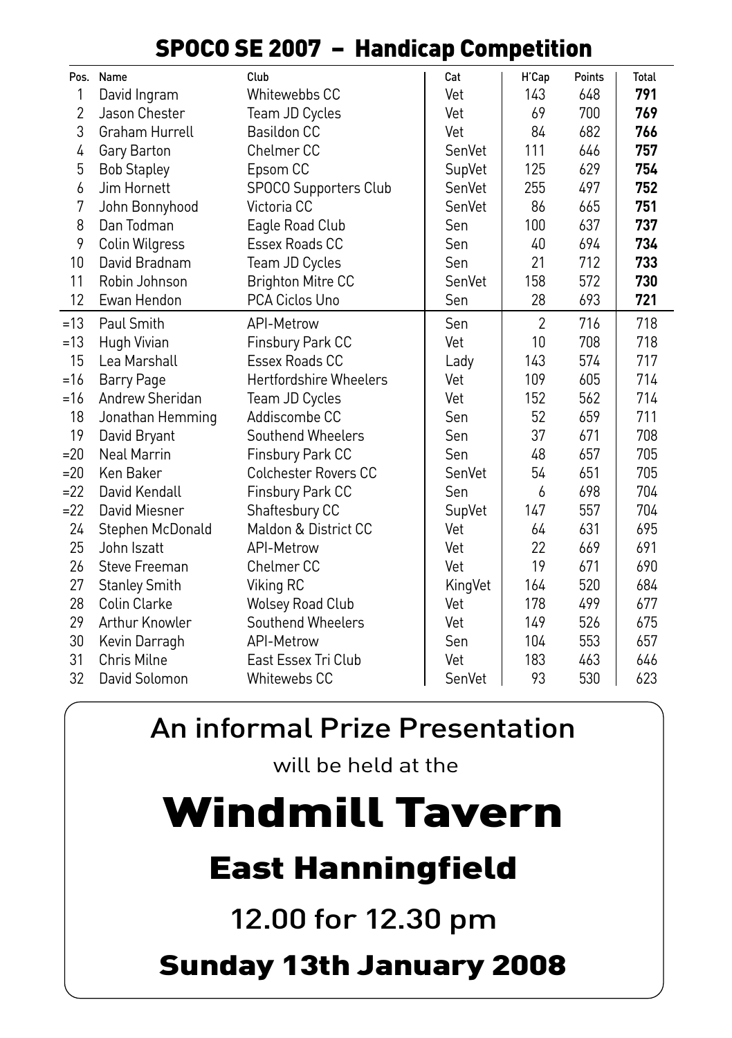## SPOCO SE 2007 – Handicap Competition

| Pos. | Name | Club | Cat | H'Cap | Points | Total |
|---|---|---|---|---|---|---|
| 1 | David Ingram | Whitewebbs CC | Vet | 143 | 648 | **791** |
| 2 | Jason Chester | Team JD Cycles | Vet | 69 | 700 | **769** |
| 3 | Graham Hurrell | Basildon CC | Vet | 84 | 682 | **766** |
| 4 | Gary Barton | Chelmer CC | SenVet | 111 | 646 | **757** |
| 5 | Bob Stapley | Epsom CC | SupVet | 125 | 629 | **754** |
| 6 | Jim Hornett | SPOCO Supporters Club | SenVet | 255 | 497 | **752** |
| 7 | John Bonnyhood | Victoria CC | SenVet | 86 | 665 | **751** |
| 8 | Dan Todman | Eagle Road Club | Sen | 100 | 637 | **737** |
| 9 | Colin Wilgress | Essex Roads CC | Sen | 40 | 694 | **734** |
| 10 | David Bradnam | Team JD Cycles | Sen | 21 | 712 | **733** |
| 11 | Robin Johnson | Brighton Mitre CC | SenVet | 158 | 572 | **730** |
| 12 | Ewan Hendon | PCA Ciclos Uno | Sen | 28 | 693 | **721** |
| =13 | Paul Smith | API-Metrow | Sen | 2 | 716 | 718 |
| =13 | Hugh Vivian | Finsbury Park CC | Vet | 10 | 708 | 718 |
| 15 | Lea Marshall | Essex Roads CC | Lady | 143 | 574 | 717 |
| =16 | Barry Page | Hertfordshire Wheelers | Vet | 109 | 605 | 714 |
| =16 | Andrew Sheridan | Team JD Cycles | Vet | 152 | 562 | 714 |
| 18 | Jonathan Hemming | Addiscombe CC | Sen | 52 | 659 | 711 |
| 19 | David Bryant | Southend Wheelers | Sen | 37 | 671 | 708 |
| =20 | Neal Marrin | Finsbury Park CC | Sen | 48 | 657 | 705 |
| =20 | Ken Baker | Colchester Rovers CC | SenVet | 54 | 651 | 705 |
| =22 | David Kendall | Finsbury Park CC | Sen | 6 | 698 | 704 |
| =22 | David Miesner | Shaftesbury CC | SupVet | 147 | 557 | 704 |
| 24 | Stephen McDonald | Maldon & District CC | Vet | 64 | 631 | 695 |
| 25 | John Iszatt | API-Metrow | Vet | 22 | 669 | 691 |
| 26 | Steve Freeman | Chelmer CC | Vet | 19 | 671 | 690 |
| 27 | Stanley Smith | Viking RC | KingVet | 164 | 520 | 684 |
| 28 | Colin Clarke | Wolsey Road Club | Vet | 178 | 499 | 677 |
| 29 | Arthur Knowler | Southend Wheelers | Vet | 149 | 526 | 675 |
| 30 | Kevin Darragh | API-Metrow | Sen | 104 | 553 | 657 |
| 31 | Chris Milne | East Essex Tri Club | Vet | 183 | 463 | 646 |
| 32 | David Solomon | Whitewebs CC | SenVet | 93 | 530 | 623 |

## An informal Prize Presentation

will be held at the

# Windmill Tavern

## East Hanningfield

12.00 for 12.30 pm

## Sunday 13th January 2008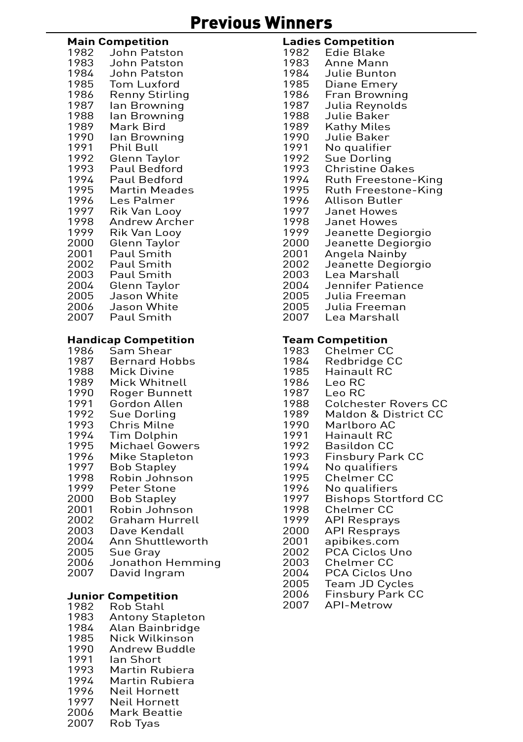# Previous Winners

### Main Competition

| | |
|---|---|
| 1982 | John Patston |
| 1983 | John Patston |
| 1984 | John Patston |
| 1985 | Tom Luxford |
| 1986 | Renny Stirling |
| 1987 | Ian Browning |
| 1988 | Ian Browning |
| 1989 | Mark Bird |
| 1990 | Ian Browning |
| 1991 | Phil Bull |
| 1992 | Glenn Taylor |
| 1993 | Paul Bedford |
| 1994 | Paul Bedford |
| 1995 | Martin Meades |
| 1996 | Les Palmer |
| 1997 | Rik Van Looy |
| 1998 | Andrew Archer |
| 1999 | Rik Van Looy |
| 2000 | Glenn Taylor |
| 2001 | Paul Smith |
| 2002 | Paul Smith |
| 2003 | Paul Smith |
| 2004 | Glenn Taylor |
| 2005 | Jason White |
| 2006 | Jason White |
| 2007 | Paul Smith |

### Handicap Competition

| | |
|---|---|
| 1986 | Sam Shear |
| 1987 | Bernard Hobbs |
| 1988 | Mick Divine |
| 1989 | Mick Whitnell |
| 1990 | Roger Bunnett |
| 1991 | Gordon Allen |
| 1992 | Sue Dorling |
| 1993 | Chris Milne |
| 1994 | Tim Dolphin |
| 1995 | Michael Gowers |
| 1996 | Mike Stapleton |
| 1997 | Bob Stapley |
| 1998 | Robin Johnson |
| 1999 | Peter Stone |
| 2000 | Bob Stapley |
| 2001 | Robin Johnson |
| 2002 | Graham Hurrell |
| 2003 | Dave Kendall |
| 2004 | Ann Shuttleworth |
| 2005 | Sue Gray |
| 2006 | Jonathon Hemming |
| 2007 | David Ingram |

### Junior Competition

| | |
|---|---|
| 1982 | Rob Stahl |
| 1983 | Antony Stapleton |
| 1984 | Alan Bainbridge |
| 1985 | Nick Wilkinson |
| 1990 | Andrew Buddle |
| 1991 | Ian Short |
| 1993 | Martin Rubiera |
| 1994 | Martin Rubiera |
| 1996 | Neil Hornett |
| 1997 | Neil Hornett |
| 2006 | Mark Beattie |
| 2007 | Rob Tyas |

### Ladies Competition

| | |
|---|---|
| 1982 | Edie Blake |
| 1983 | Anne Mann |
| 1984 | Julie Bunton |
| 1985 | Diane Emery |
| 1986 | Fran Browning |
| 1987 | Julia Reynolds |
| 1988 | Julie Baker |
| 1989 | Kathy Miles |
| 1990 | Julie Baker |
| 1991 | No qualifier |
| 1992 | Sue Dorling |
| 1993 | Christine Oakes |
| 1994 | Ruth Freestone-King |
| 1995 | Ruth Freestone-King |
| 1996 | Allison Butler |
| 1997 | Janet Howes |
| 1998 | Janet Howes |
| 1999 | Jeanette Degiorgio |
| 2000 | Jeanette Degiorgio |
| 2001 | Angela Nainby |
| 2002 | Jeanette Degiorgio |
| 2003 | Lea Marshall |
| 2004 | Jennifer Patience |
| 2005 | Julia Freeman |
| 2005 | Julia Freeman |
| 2007 | Lea Marshall |

### Team Competition

| | |
|---|---|
| 1983 | Chelmer CC |
| 1984 | Redbridge CC |
| 1985 | Hainault RC |
| 1986 | Leo RC |
| 1987 | Leo RC |
| 1988 | Colchester Rovers CC |
| 1989 | Maldon & District CC |
| 1990 | Marlboro AC |
| 1991 | Hainault RC |
| 1992 | Basildon CC |
| 1993 | Finsbury Park CC |
| 1994 | No qualifiers |
| 1995 | Chelmer CC |
| 1996 | No qualifiers |
| 1997 | Bishops Stortford CC |
| 1998 | Chelmer CC |
| 1999 | API Resprays |
| 2000 | API Resprays |
| 2001 | apibikes.com |
| 2002 | PCA Ciclos Uno |
| 2003 | Chelmer CC |
| 2004 | PCA Ciclos Uno |
| 2005 | Team JD Cycles |
| 2006 | Finsbury Park CC |
| 2007 | API-Metrow |